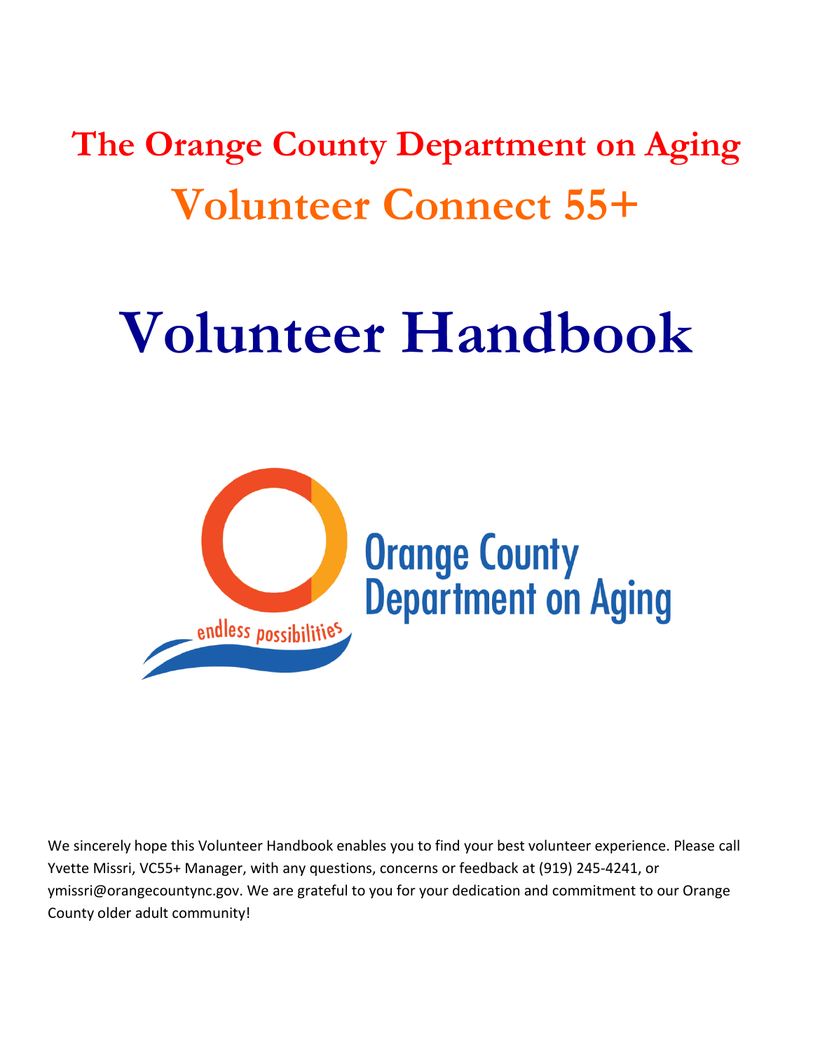# The Orange County Department on Aging

# Volunteer Connect 55+

# Volunteer Handbook

Orange County Department on Aging

endless possibilities

We sincerely hope this Volunteer Handbook enables you to find your best volunteer experience. Please call Yvette Missri, VC55+ Manager, with any questions, concerns or feedback at (919) 245-4241, or ymissri@orangecountync.gov. We are grateful to you for your dedication and commitment to our Orange County older adult community!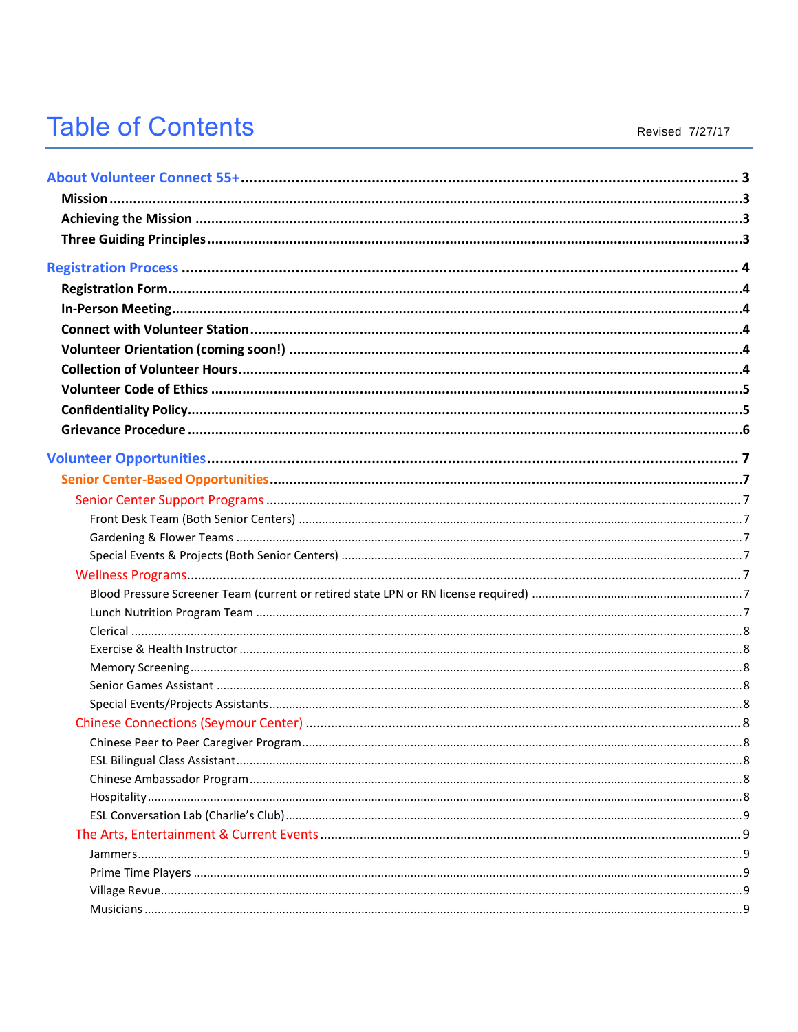# Table of Contents

Revised 7/27/17

**About Volunteer Connect 55+** ........ 3

- **Mission** ........ 3
- **Achieving the Mission** ........ 3
- **Three Guiding Principles** ........ 3

**Registration Process** ........ 4

- **Registration Form** ........ 4
- **In-Person Meeting** ........ 4
- **Connect with Volunteer Station** ........ 4
- **Volunteer Orientation (coming soon!)** ........ 4
- **Collection of Volunteer Hours** ........ 4
- **Volunteer Code of Ethics** ........ 5
- **Confidentiality Policy** ........ 5
- **Grievance Procedure** ........ 6

**Volunteer Opportunities** ........ 7

- **Senior Center-Based Opportunities** ........ 7
  - Senior Center Support Programs ........ 7
    - Front Desk Team (Both Senior Centers) ........ 7
    - Gardening & Flower Teams ........ 7
    - Special Events & Projects (Both Senior Centers) ........ 7
  - Wellness Programs ........ 7
    - Blood Pressure Screener Team (current or retired state LPN or RN license required) ........ 7
    - Lunch Nutrition Program Team ........ 7
    - Clerical ........ 8
    - Exercise & Health Instructor ........ 8
    - Memory Screening ........ 8
    - Senior Games Assistant ........ 8
    - Special Events/Projects Assistants ........ 8
  - Chinese Connections (Seymour Center) ........ 8
    - Chinese Peer to Peer Caregiver Program ........ 8
    - ESL Bilingual Class Assistant ........ 8
    - Chinese Ambassador Program ........ 8
    - Hospitality ........ 8
    - ESL Conversation Lab (Charlie's Club) ........ 9
  - The Arts, Entertainment & Current Events ........ 9
    - Jammers ........ 9
    - Prime Time Players ........ 9
    - Village Revue ........ 9
    - Musicians ........ 9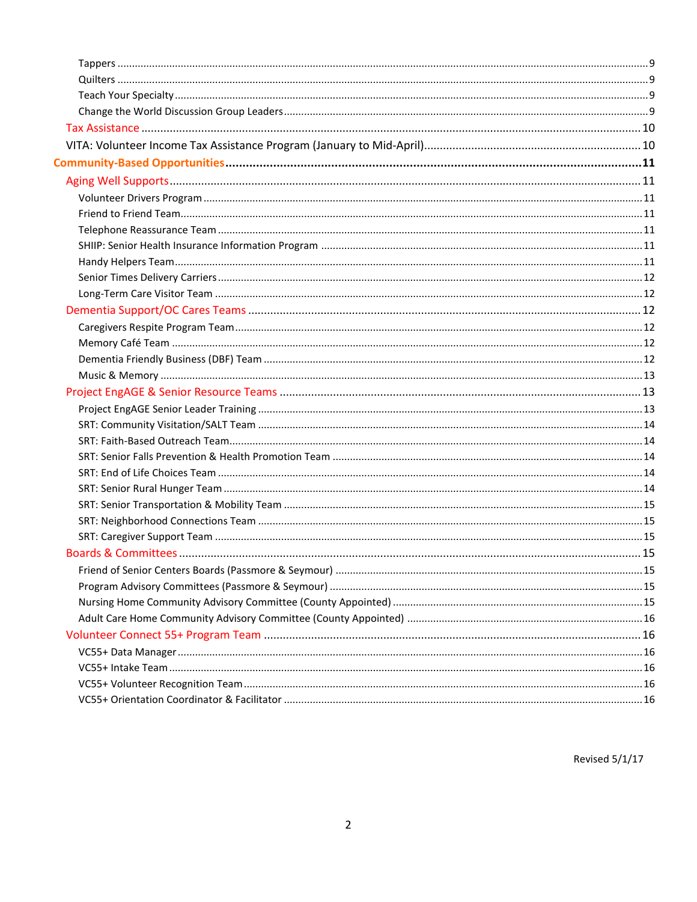Tappers ....................................................................................................................................................9
Quilters ....................................................................................................................................................9
Teach Your Specialty ..................................................................................................................................9
Change the World Discussion Group Leaders ...............................................................................................9

Tax Assistance ........................................................................................................................................10

VITA: Volunteer Income Tax Assistance Program (January to Mid-April) .......................................................10

**Community-Based Opportunities ...........................................................................................................11**

Aging Well Supports .................................................................................................................................11

Volunteer Drivers Program .........................................................................................................................11
Friend to Friend Team ................................................................................................................................11
Telephone Reassurance Team .....................................................................................................................11
SHIIP: Senior Health Insurance Information Program ..................................................................................11
Handy Helpers Team ..................................................................................................................................11
Senior Times Delivery Carriers ....................................................................................................................12
Long-Term Care Visitor Team ......................................................................................................................12

Dementia Support/OC Cares Teams ...........................................................................................................12

Caregivers Respite Program Team ................................................................................................................12
Memory Café Team ....................................................................................................................................12
Dementia Friendly Business (DBF) Team .......................................................................................................12
Music & Memory ........................................................................................................................................13

Project EngAGE & Senior Resource Teams ..................................................................................................13

Project EngAGE Senior Leader Training ........................................................................................................13
SRT: Community Visitation/SALT Team .........................................................................................................14
SRT: Faith-Based Outreach Team ..................................................................................................................14
SRT: Senior Falls Prevention & Health Promotion Team ..................................................................................14
SRT: End of Life Choices Team .....................................................................................................................14
SRT: Senior Rural Hunger Team ...................................................................................................................14
SRT: Senior Transportation & Mobility Team .................................................................................................15
SRT: Neighborhood Connections Team .........................................................................................................15
SRT: Caregiver Support Team ......................................................................................................................15

Boards & Committees ...............................................................................................................................15

Friend of Senior Centers Boards (Passmore & Seymour) ..................................................................................15
Program Advisory Committees (Passmore & Seymour) ....................................................................................15
Nursing Home Community Advisory Committee (County Appointed) ...............................................................15
Adult Care Home Community Advisory Committee (County Appointed) ...........................................................16

Volunteer Connect 55+ Program Team ........................................................................................................16

VC55+ Data Manager ..................................................................................................................................16
VC55+ Intake Team .....................................................................................................................................16
VC55+ Volunteer Recognition Team ..............................................................................................................16
VC55+ Orientation Coordinator & Facilitator ..................................................................................................16

Revised 5/1/17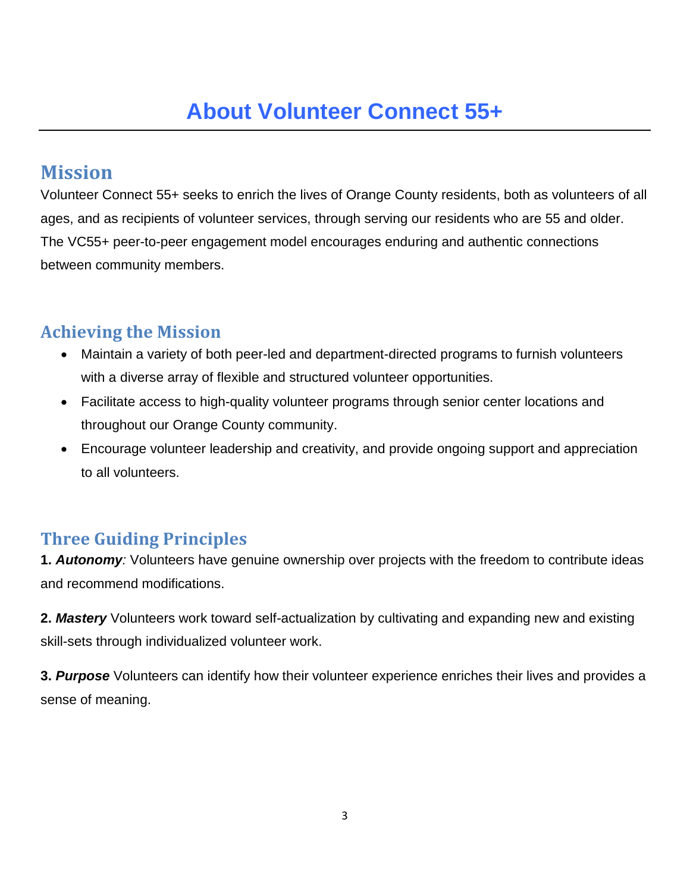# About Volunteer Connect 55+

## Mission

Volunteer Connect 55+ seeks to enrich the lives of Orange County residents, both as volunteers of all ages, and as recipients of volunteer services, through serving our residents who are 55 and older. The VC55+ peer-to-peer engagement model encourages enduring and authentic connections between community members.

## Achieving the Mission

- Maintain a variety of both peer-led and department-directed programs to furnish volunteers with a diverse array of flexible and structured volunteer opportunities.
- Facilitate access to high-quality volunteer programs through senior center locations and throughout our Orange County community.
- Encourage volunteer leadership and creativity, and provide ongoing support and appreciation to all volunteers.

## Three Guiding Principles

**1.** ***Autonomy****:* Volunteers have genuine ownership over projects with the freedom to contribute ideas and recommend modifications.

**2.** ***Mastery*** Volunteers work toward self-actualization by cultivating and expanding new and existing skill-sets through individualized volunteer work.

**3.** ***Purpose*** Volunteers can identify how their volunteer experience enriches their lives and provides a sense of meaning.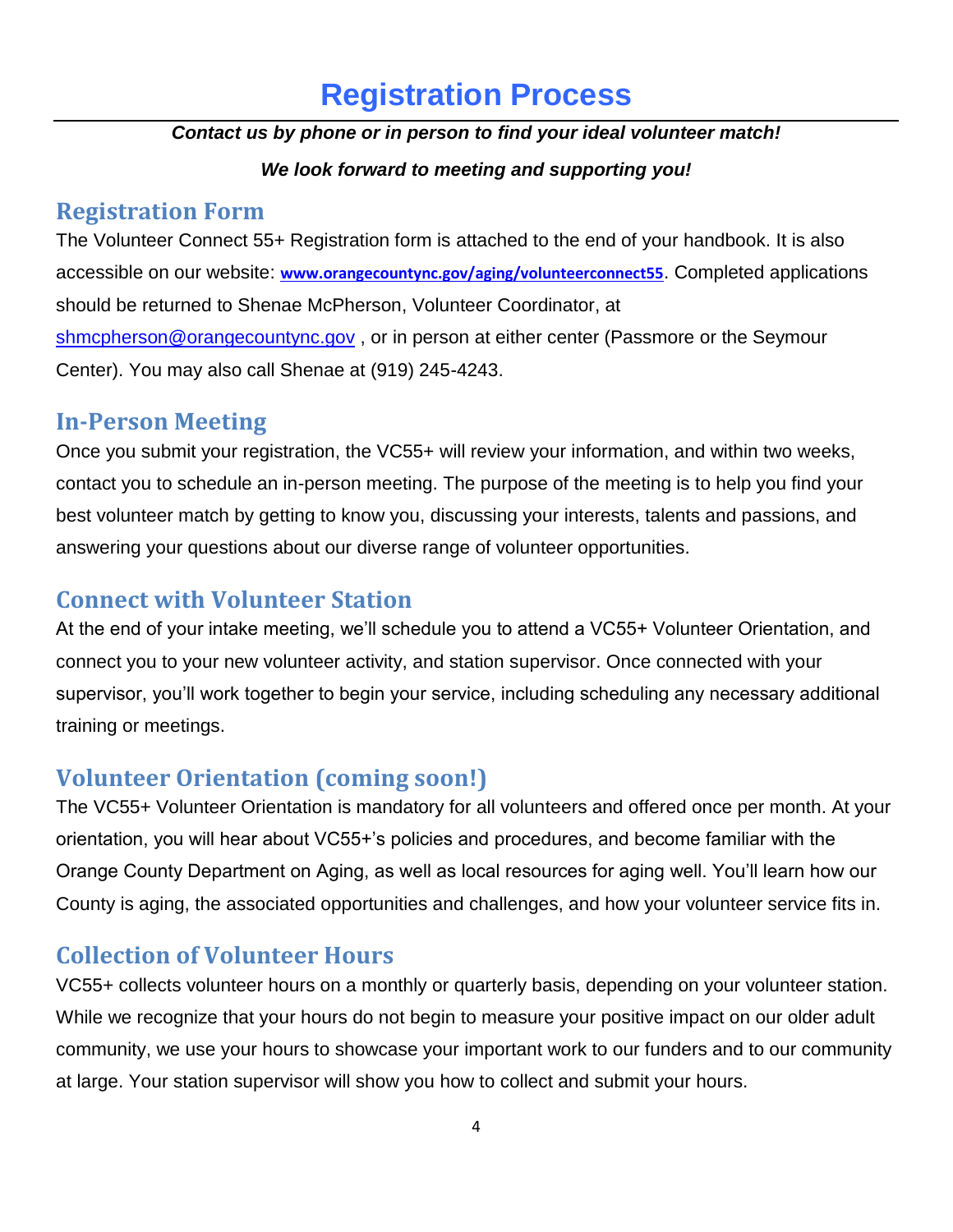# Registration Process

***Contact us by phone or in person to find your ideal volunteer match!***

***We look forward to meeting and supporting you!***

## Registration Form

The Volunteer Connect 55+ Registration form is attached to the end of your handbook. It is also accessible on our website: **www.orangecountync.gov/aging/volunteerconnect55**. Completed applications should be returned to Shenae McPherson, Volunteer Coordinator, at shmcpherson@orangecountync.gov , or in person at either center (Passmore or the Seymour Center). You may also call Shenae at (919) 245-4243.

## In-Person Meeting

Once you submit your registration, the VC55+ will review your information, and within two weeks, contact you to schedule an in-person meeting. The purpose of the meeting is to help you find your best volunteer match by getting to know you, discussing your interests, talents and passions, and answering your questions about our diverse range of volunteer opportunities.

## Connect with Volunteer Station

At the end of your intake meeting, we'll schedule you to attend a VC55+ Volunteer Orientation, and connect you to your new volunteer activity, and station supervisor. Once connected with your supervisor, you'll work together to begin your service, including scheduling any necessary additional training or meetings.

## Volunteer Orientation (coming soon!)

The VC55+ Volunteer Orientation is mandatory for all volunteers and offered once per month. At your orientation, you will hear about VC55+'s policies and procedures, and become familiar with the Orange County Department on Aging, as well as local resources for aging well. You'll learn how our County is aging, the associated opportunities and challenges, and how your volunteer service fits in.

## Collection of Volunteer Hours

VC55+ collects volunteer hours on a monthly or quarterly basis, depending on your volunteer station. While we recognize that your hours do not begin to measure your positive impact on our older adult community, we use your hours to showcase your important work to our funders and to our community at large. Your station supervisor will show you how to collect and submit your hours.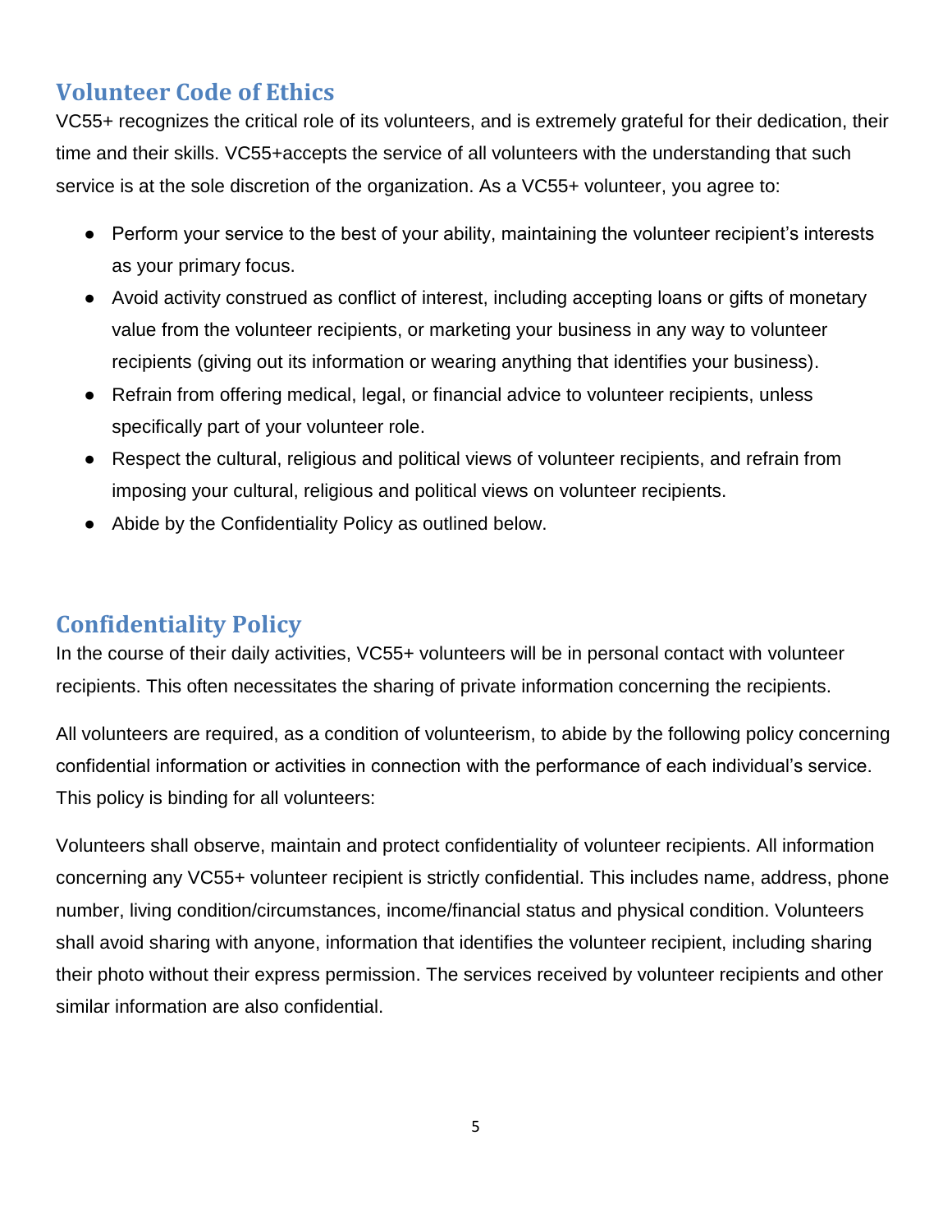## Volunteer Code of Ethics

VC55+ recognizes the critical role of its volunteers, and is extremely grateful for their dedication, their time and their skills. VC55+accepts the service of all volunteers with the understanding that such service is at the sole discretion of the organization. As a VC55+ volunteer, you agree to:

- Perform your service to the best of your ability, maintaining the volunteer recipient's interests as your primary focus.
- Avoid activity construed as conflict of interest, including accepting loans or gifts of monetary value from the volunteer recipients, or marketing your business in any way to volunteer recipients (giving out its information or wearing anything that identifies your business).
- Refrain from offering medical, legal, or financial advice to volunteer recipients, unless specifically part of your volunteer role.
- Respect the cultural, religious and political views of volunteer recipients, and refrain from imposing your cultural, religious and political views on volunteer recipients.
- Abide by the Confidentiality Policy as outlined below.

## Confidentiality Policy

In the course of their daily activities, VC55+ volunteers will be in personal contact with volunteer recipients. This often necessitates the sharing of private information concerning the recipients.

All volunteers are required, as a condition of volunteerism, to abide by the following policy concerning confidential information or activities in connection with the performance of each individual's service. This policy is binding for all volunteers:

Volunteers shall observe, maintain and protect confidentiality of volunteer recipients. All information concerning any VC55+ volunteer recipient is strictly confidential. This includes name, address, phone number, living condition/circumstances, income/financial status and physical condition. Volunteers shall avoid sharing with anyone, information that identifies the volunteer recipient, including sharing their photo without their express permission. The services received by volunteer recipients and other similar information are also confidential.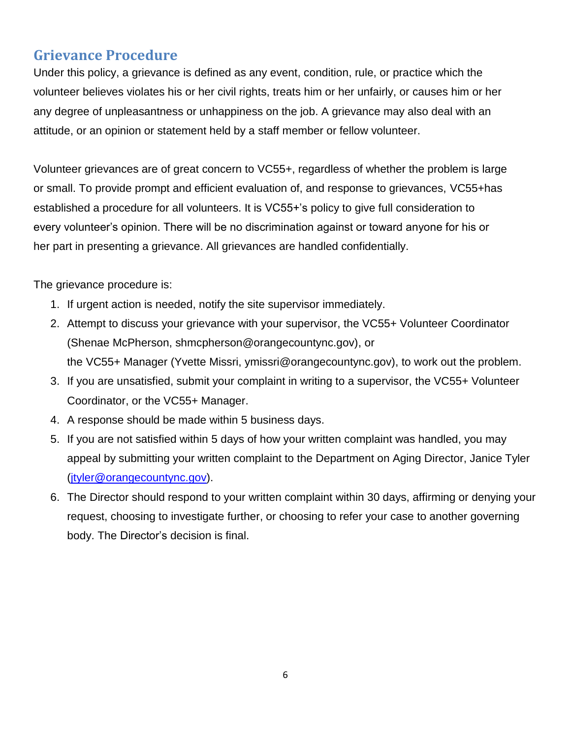## Grievance Procedure

Under this policy, a grievance is defined as any event, condition, rule, or practice which the volunteer believes violates his or her civil rights, treats him or her unfairly, or causes him or her any degree of unpleasantness or unhappiness on the job. A grievance may also deal with an attitude, or an opinion or statement held by a staff member or fellow volunteer.

Volunteer grievances are of great concern to VC55+, regardless of whether the problem is large or small. To provide prompt and efficient evaluation of, and response to grievances, VC55+has established a procedure for all volunteers. It is VC55+'s policy to give full consideration to every volunteer's opinion. There will be no discrimination against or toward anyone for his or her part in presenting a grievance. All grievances are handled confidentially.

The grievance procedure is:

1. If urgent action is needed, notify the site supervisor immediately.
2. Attempt to discuss your grievance with your supervisor, the VC55+ Volunteer Coordinator (Shenae McPherson, shmcpherson@orangecountync.gov), or the VC55+ Manager (Yvette Missri, ymissri@orangecountync.gov), to work out the problem.
3. If you are unsatisfied, submit your complaint in writing to a supervisor, the VC55+ Volunteer Coordinator, or the VC55+ Manager.
4. A response should be made within 5 business days.
5. If you are not satisfied within 5 days of how your written complaint was handled, you may appeal by submitting your written complaint to the Department on Aging Director, Janice Tyler (jtyler@orangecountync.gov).
6. The Director should respond to your written complaint within 30 days, affirming or denying your request, choosing to investigate further, or choosing to refer your case to another governing body. The Director's decision is final.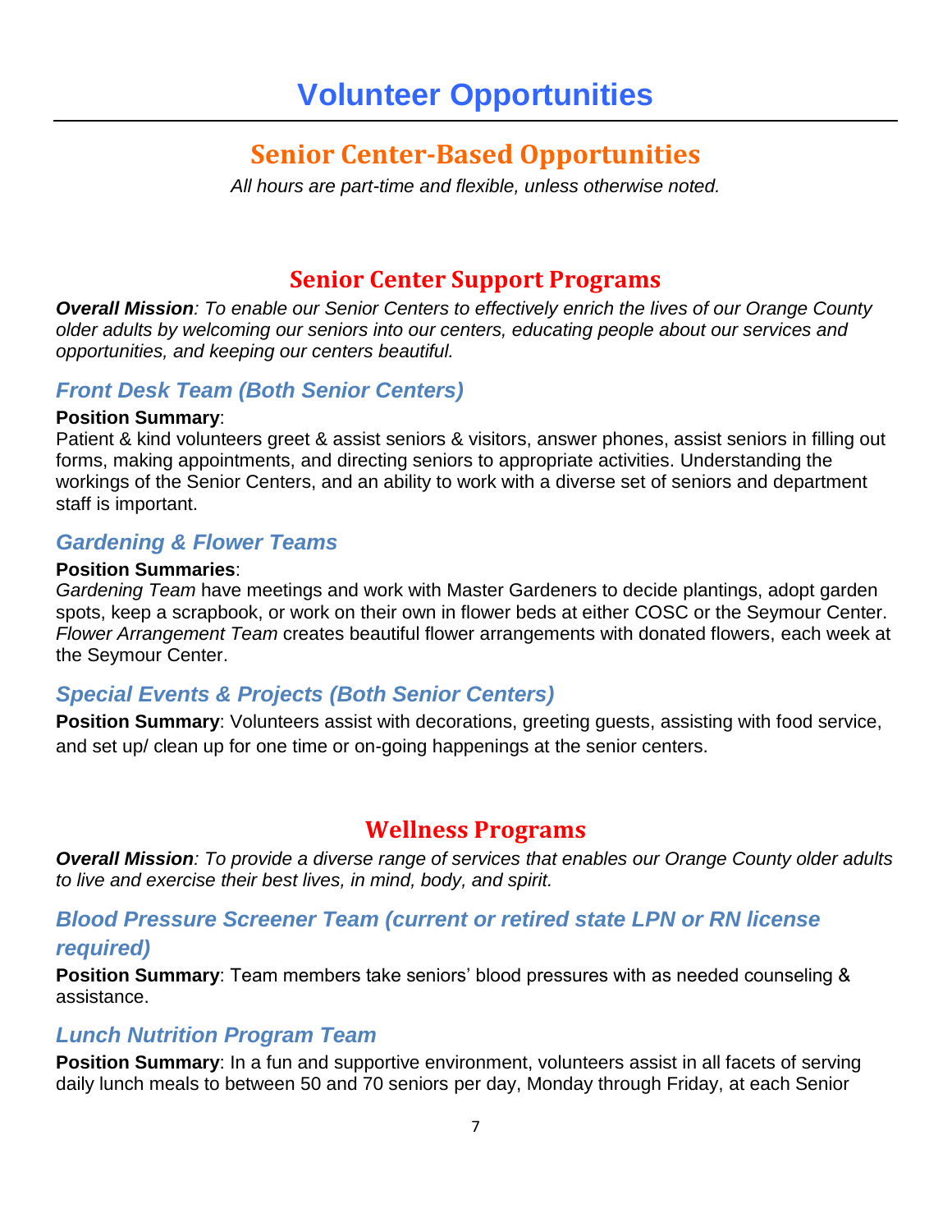# Volunteer Opportunities

## Senior Center-Based Opportunities

*All hours are part-time and flexible, unless otherwise noted.*

## Senior Center Support Programs

***Overall Mission****: To enable our Senior Centers to effectively enrich the lives of our Orange County older adults by welcoming our seniors into our centers, educating people about our services and opportunities, and keeping our centers beautiful.*

### *Front Desk Team (Both Senior Centers)*

**Position Summary**:
Patient & kind volunteers greet & assist seniors & visitors, answer phones, assist seniors in filling out forms, making appointments, and directing seniors to appropriate activities. Understanding the workings of the Senior Centers, and an ability to work with a diverse set of seniors and department staff is important.

### *Gardening & Flower Teams*

**Position Summaries**:
*Gardening Team* have meetings and work with Master Gardeners to decide plantings, adopt garden spots, keep a scrapbook, or work on their own in flower beds at either COSC or the Seymour Center. *Flower Arrangement Team* creates beautiful flower arrangements with donated flowers, each week at the Seymour Center.

### *Special Events & Projects (Both Senior Centers)*

**Position Summary**: Volunteers assist with decorations, greeting guests, assisting with food service, and set up/ clean up for one time or on-going happenings at the senior centers.

## Wellness Programs

***Overall Mission****: To provide a diverse range of services that enables our Orange County older adults to live and exercise their best lives, in mind, body, and spirit.*

### *Blood Pressure Screener Team (current or retired state LPN or RN license required)*

**Position Summary**: Team members take seniors' blood pressures with as needed counseling & assistance.

### *Lunch Nutrition Program Team*

**Position Summary**: In a fun and supportive environment, volunteers assist in all facets of serving daily lunch meals to between 50 and 70 seniors per day, Monday through Friday, at each Senior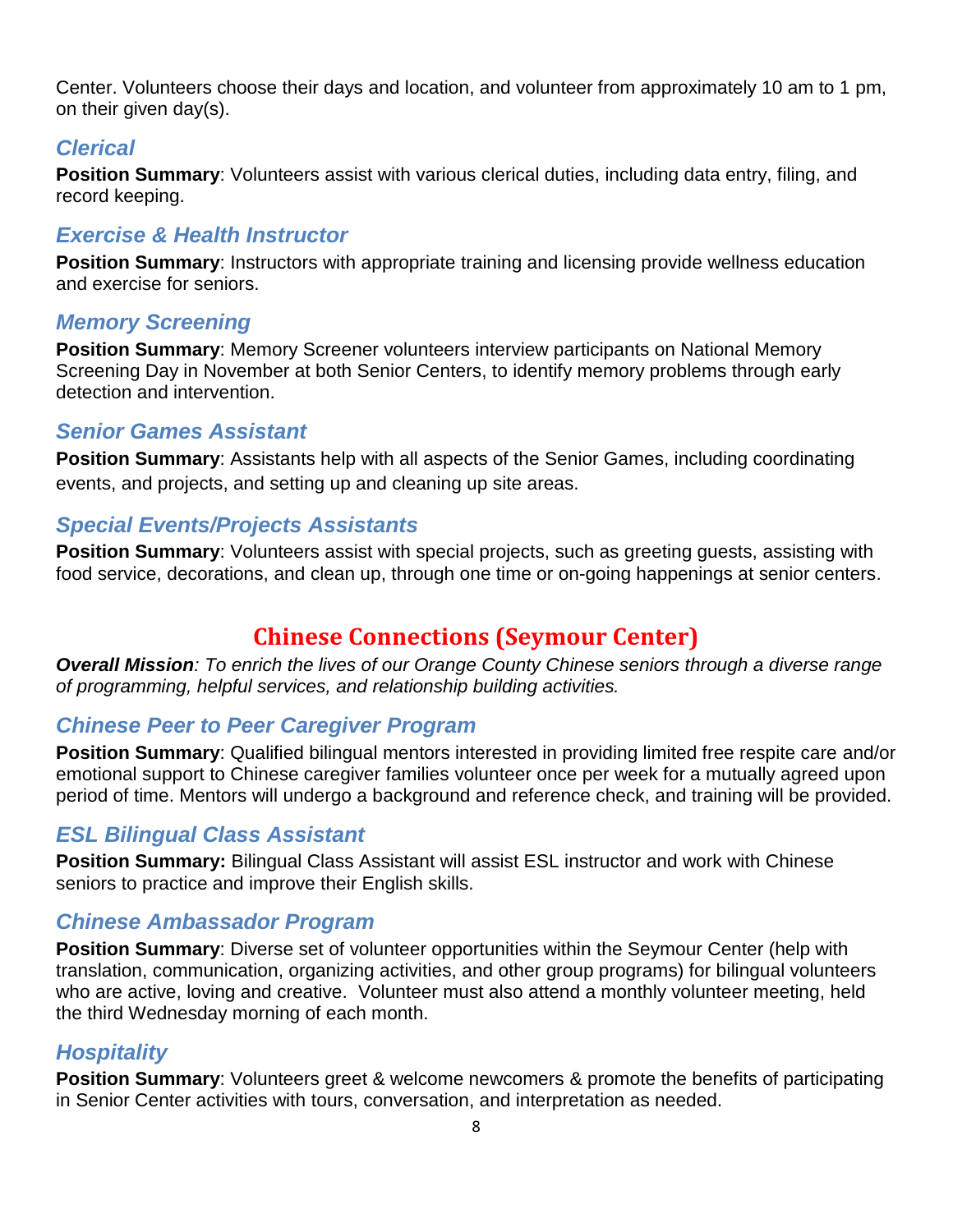Center. Volunteers choose their days and location, and volunteer from approximately 10 am to 1 pm, on their given day(s).

### *Clerical*

**Position Summary**: Volunteers assist with various clerical duties, including data entry, filing, and record keeping.

### *Exercise & Health Instructor*

**Position Summary**: Instructors with appropriate training and licensing provide wellness education and exercise for seniors.

### *Memory Screening*

**Position Summary**: Memory Screener volunteers interview participants on National Memory Screening Day in November at both Senior Centers, to identify memory problems through early detection and intervention.

### *Senior Games Assistant*

**Position Summary**: Assistants help with all aspects of the Senior Games, including coordinating events, and projects, and setting up and cleaning up site areas.

### *Special Events/Projects Assistants*

**Position Summary**: Volunteers assist with special projects, such as greeting guests, assisting with food service, decorations, and clean up, through one time or on-going happenings at senior centers.

## Chinese Connections (Seymour Center)

***Overall Mission**: To enrich the lives of our Orange County Chinese seniors through a diverse range of programming, helpful services, and relationship building activities.*

### *Chinese Peer to Peer Caregiver Program*

**Position Summary**: Qualified bilingual mentors interested in providing limited free respite care and/or emotional support to Chinese caregiver families volunteer once per week for a mutually agreed upon period of time. Mentors will undergo a background and reference check, and training will be provided.

### *ESL Bilingual Class Assistant*

**Position Summary:** Bilingual Class Assistant will assist ESL instructor and work with Chinese seniors to practice and improve their English skills.

### *Chinese Ambassador Program*

**Position Summary**: Diverse set of volunteer opportunities within the Seymour Center (help with translation, communication, organizing activities, and other group programs) for bilingual volunteers who are active, loving and creative. Volunteer must also attend a monthly volunteer meeting, held the third Wednesday morning of each month.

### *Hospitality*

**Position Summary**: Volunteers greet & welcome newcomers & promote the benefits of participating in Senior Center activities with tours, conversation, and interpretation as needed.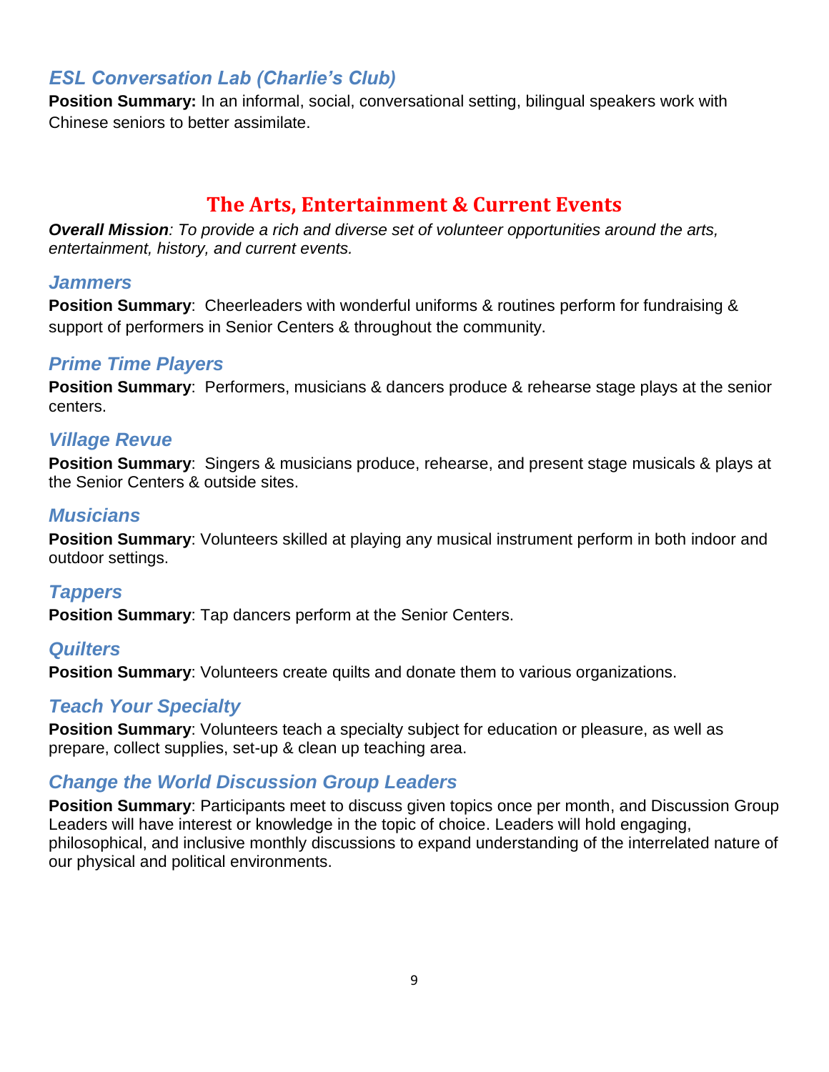### *ESL Conversation Lab (Charlie's Club)*

**Position Summary:** In an informal, social, conversational setting, bilingual speakers work with Chinese seniors to better assimilate.

## The Arts, Entertainment & Current Events

***Overall Mission**: To provide a rich and diverse set of volunteer opportunities around the arts, entertainment, history, and current events.*

### *Jammers*

**Position Summary**: Cheerleaders with wonderful uniforms & routines perform for fundraising & support of performers in Senior Centers & throughout the community.

### *Prime Time Players*

**Position Summary**: Performers, musicians & dancers produce & rehearse stage plays at the senior centers.

### *Village Revue*

**Position Summary**: Singers & musicians produce, rehearse, and present stage musicals & plays at the Senior Centers & outside sites.

### *Musicians*

**Position Summary**: Volunteers skilled at playing any musical instrument perform in both indoor and outdoor settings.

### *Tappers*

**Position Summary**: Tap dancers perform at the Senior Centers.

### *Quilters*

**Position Summary**: Volunteers create quilts and donate them to various organizations.

### *Teach Your Specialty*

**Position Summary**: Volunteers teach a specialty subject for education or pleasure, as well as prepare, collect supplies, set-up & clean up teaching area.

### *Change the World Discussion Group Leaders*

**Position Summary**: Participants meet to discuss given topics once per month, and Discussion Group Leaders will have interest or knowledge in the topic of choice. Leaders will hold engaging, philosophical, and inclusive monthly discussions to expand understanding of the interrelated nature of our physical and political environments.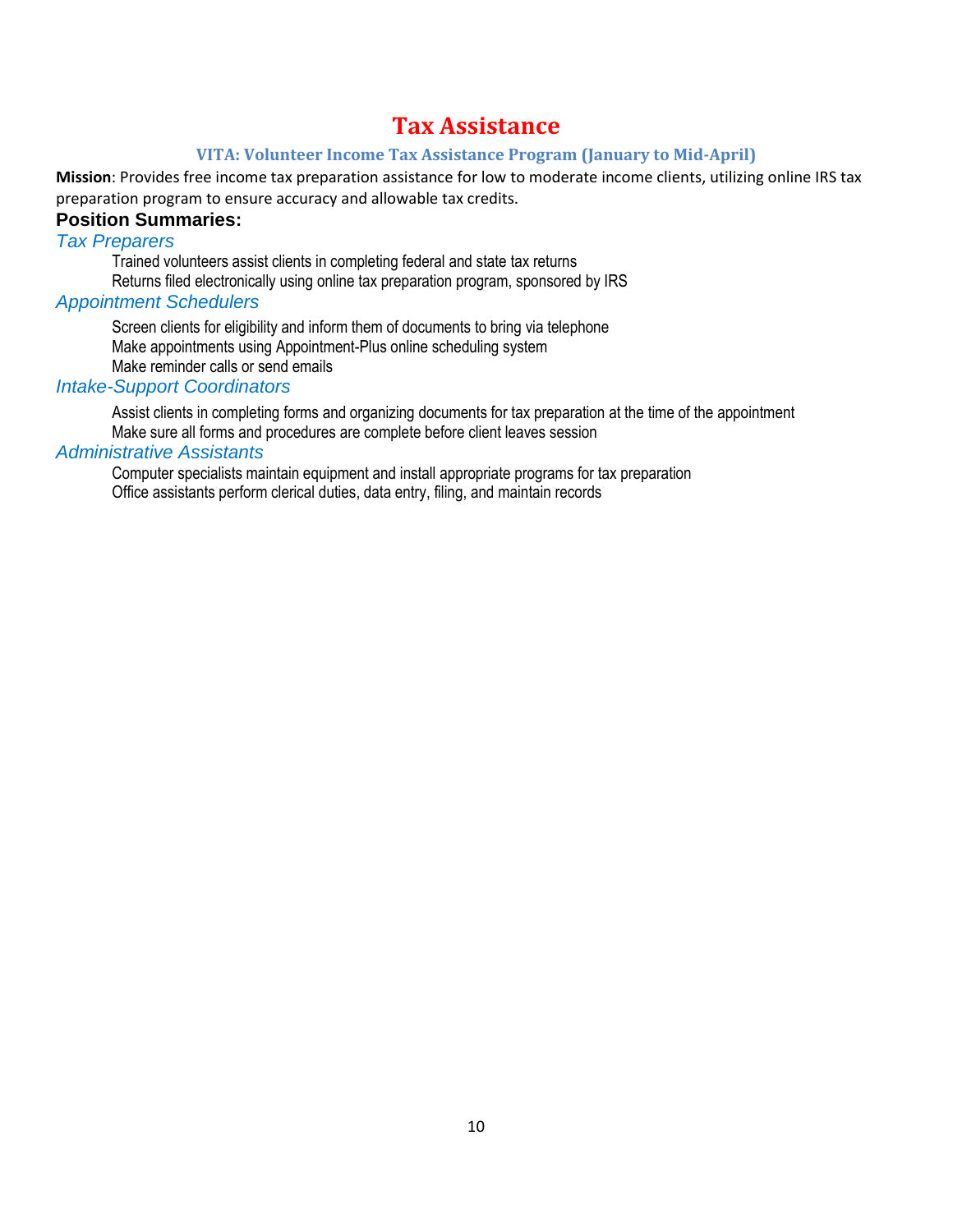# Tax Assistance

## VITA: Volunteer Income Tax Assistance Program (January to Mid-April)

**Mission**: Provides free income tax preparation assistance for low to moderate income clients, utilizing online IRS tax preparation program to ensure accuracy and allowable tax credits.

### Position Summaries:

#### *Tax Preparers*

Trained volunteers assist clients in completing federal and state tax returns
Returns filed electronically using online tax preparation program, sponsored by IRS

#### *Appointment Schedulers*

Screen clients for eligibility and inform them of documents to bring via telephone
Make appointments using Appointment-Plus online scheduling system
Make reminder calls or send emails

#### *Intake-Support Coordinators*

Assist clients in completing forms and organizing documents for tax preparation at the time of the appointment
Make sure all forms and procedures are complete before client leaves session

#### *Administrative Assistants*

Computer specialists maintain equipment and install appropriate programs for tax preparation
Office assistants perform clerical duties, data entry, filing, and maintain records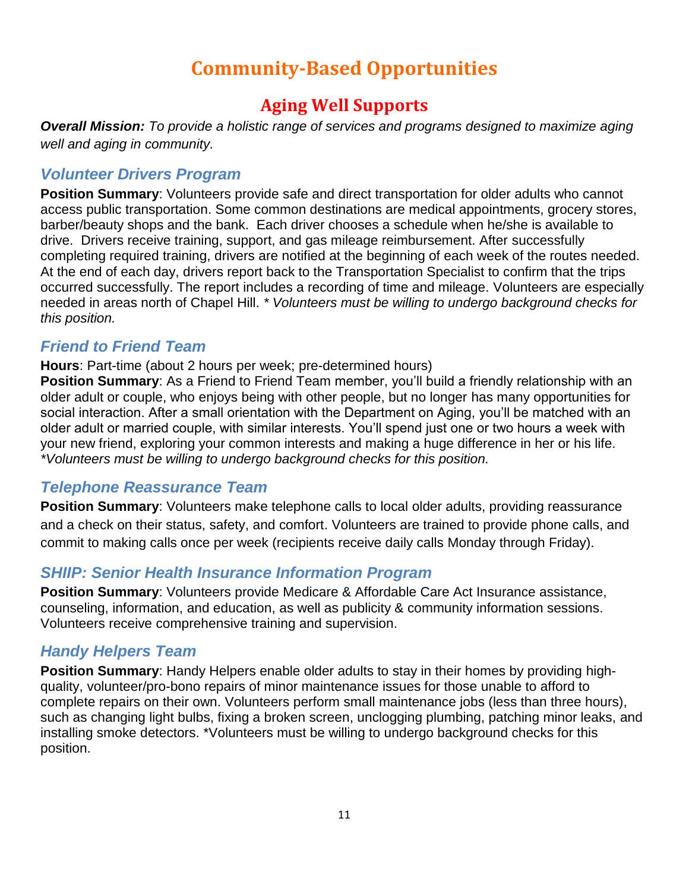# Community-Based Opportunities

## Aging Well Supports

***Overall Mission:*** *To provide a holistic range of services and programs designed to maximize aging well and aging in community.*

### *Volunteer Drivers Program*

**Position Summary**: Volunteers provide safe and direct transportation for older adults who cannot access public transportation. Some common destinations are medical appointments, grocery stores, barber/beauty shops and the bank. Each driver chooses a schedule when he/she is available to drive. Drivers receive training, support, and gas mileage reimbursement. After successfully completing required training, drivers are notified at the beginning of each week of the routes needed. At the end of each day, drivers report back to the Transportation Specialist to confirm that the trips occurred successfully. The report includes a recording of time and mileage. Volunteers are especially needed in areas north of Chapel Hill. *\* Volunteers must be willing to undergo background checks for this position.*

### *Friend to Friend Team*

**Hours**: Part-time (about 2 hours per week; pre-determined hours)

**Position Summary**: As a Friend to Friend Team member, you'll build a friendly relationship with an older adult or couple, who enjoys being with other people, but no longer has many opportunities for social interaction. After a small orientation with the Department on Aging, you'll be matched with an older adult or married couple, with similar interests. You'll spend just one or two hours a week with your new friend, exploring your common interests and making a huge difference in her or his life. *\*Volunteers must be willing to undergo background checks for this position.*

### *Telephone Reassurance Team*

**Position Summary**: Volunteers make telephone calls to local older adults, providing reassurance and a check on their status, safety, and comfort. Volunteers are trained to provide phone calls, and commit to making calls once per week (recipients receive daily calls Monday through Friday).

### *SHIIP: Senior Health Insurance Information Program*

**Position Summary**: Volunteers provide Medicare & Affordable Care Act Insurance assistance, counseling, information, and education, as well as publicity & community information sessions. Volunteers receive comprehensive training and supervision.

### *Handy Helpers Team*

**Position Summary**: Handy Helpers enable older adults to stay in their homes by providing high-quality, volunteer/pro-bono repairs of minor maintenance issues for those unable to afford to complete repairs on their own. Volunteers perform small maintenance jobs (less than three hours), such as changing light bulbs, fixing a broken screen, unclogging plumbing, patching minor leaks, and installing smoke detectors. *Volunteers must be willing to undergo background checks for this position.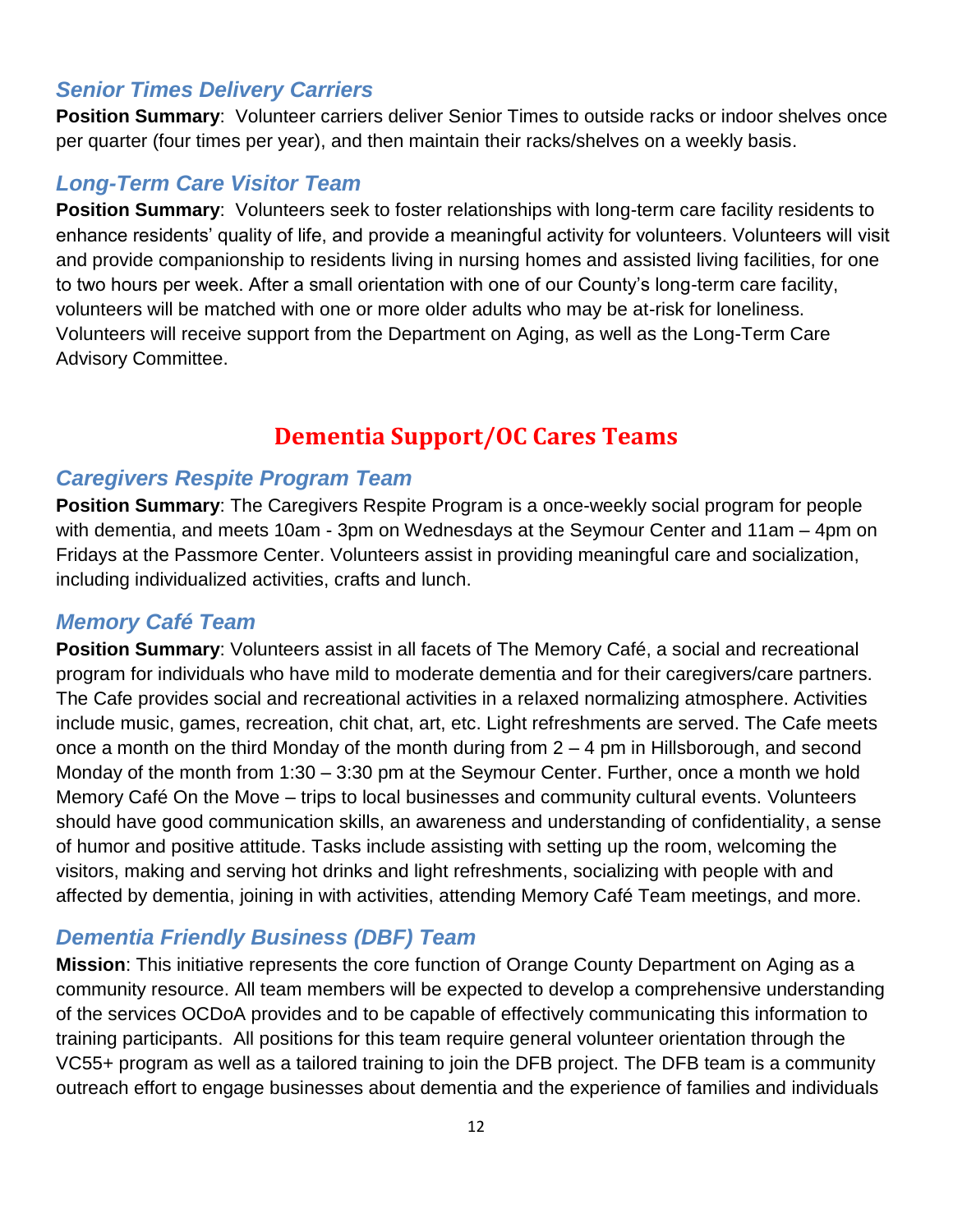### *Senior Times Delivery Carriers*

**Position Summary**: Volunteer carriers deliver Senior Times to outside racks or indoor shelves once per quarter (four times per year), and then maintain their racks/shelves on a weekly basis.

### *Long-Term Care Visitor Team*

**Position Summary**: Volunteers seek to foster relationships with long-term care facility residents to enhance residents' quality of life, and provide a meaningful activity for volunteers. Volunteers will visit and provide companionship to residents living in nursing homes and assisted living facilities, for one to two hours per week. After a small orientation with one of our County's long-term care facility, volunteers will be matched with one or more older adults who may be at-risk for loneliness. Volunteers will receive support from the Department on Aging, as well as the Long-Term Care Advisory Committee.

## Dementia Support/OC Cares Teams

### *Caregivers Respite Program Team*

**Position Summary**: The Caregivers Respite Program is a once-weekly social program for people with dementia, and meets 10am - 3pm on Wednesdays at the Seymour Center and 11am – 4pm on Fridays at the Passmore Center. Volunteers assist in providing meaningful care and socialization, including individualized activities, crafts and lunch.

### *Memory Café Team*

**Position Summary**: Volunteers assist in all facets of The Memory Café, a social and recreational program for individuals who have mild to moderate dementia and for their caregivers/care partners. The Cafe provides social and recreational activities in a relaxed normalizing atmosphere. Activities include music, games, recreation, chit chat, art, etc. Light refreshments are served. The Cafe meets once a month on the third Monday of the month during from 2 – 4 pm in Hillsborough, and second Monday of the month from 1:30 – 3:30 pm at the Seymour Center. Further, once a month we hold Memory Café On the Move – trips to local businesses and community cultural events. Volunteers should have good communication skills, an awareness and understanding of confidentiality, a sense of humor and positive attitude. Tasks include assisting with setting up the room, welcoming the visitors, making and serving hot drinks and light refreshments, socializing with people with and affected by dementia, joining in with activities, attending Memory Café Team meetings, and more.

### *Dementia Friendly Business (DBF) Team*

**Mission**: This initiative represents the core function of Orange County Department on Aging as a community resource. All team members will be expected to develop a comprehensive understanding of the services OCDoA provides and to be capable of effectively communicating this information to training participants. All positions for this team require general volunteer orientation through the VC55+ program as well as a tailored training to join the DFB project. The DFB team is a community outreach effort to engage businesses about dementia and the experience of families and individuals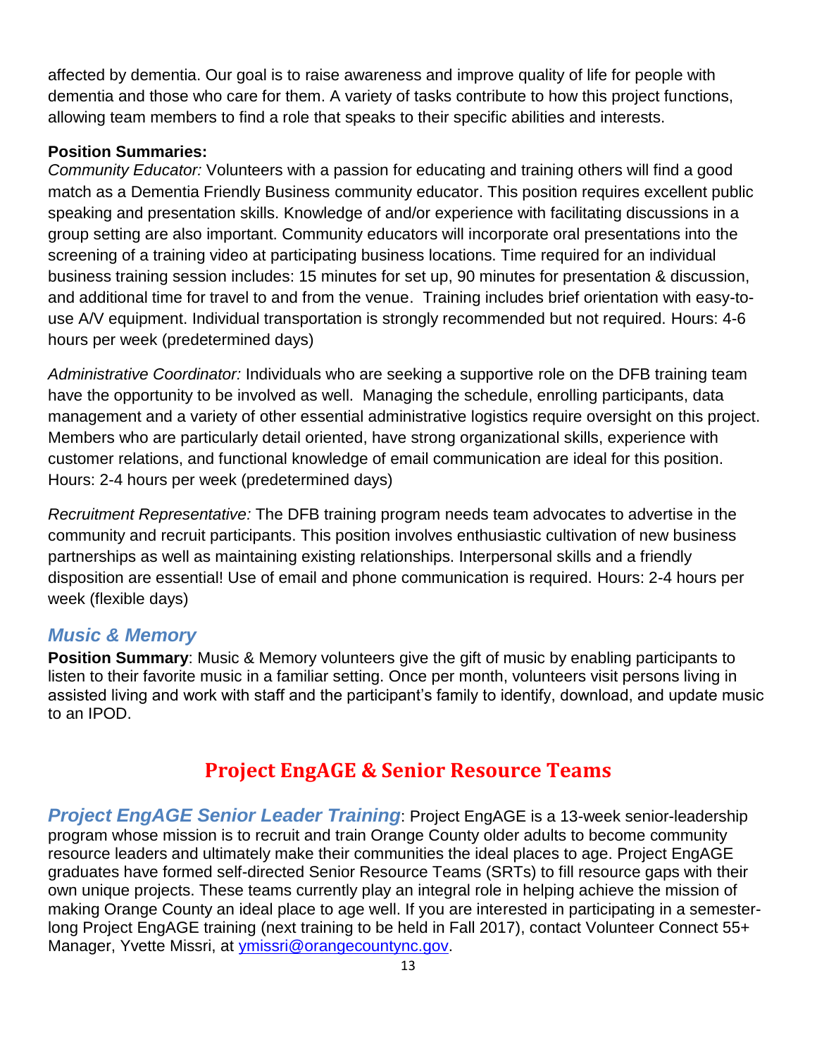affected by dementia. Our goal is to raise awareness and improve quality of life for people with dementia and those who care for them. A variety of tasks contribute to how this project functions, allowing team members to find a role that speaks to their specific abilities and interests.

**Position Summaries:**

*Community Educator:* Volunteers with a passion for educating and training others will find a good match as a Dementia Friendly Business community educator. This position requires excellent public speaking and presentation skills. Knowledge of and/or experience with facilitating discussions in a group setting are also important. Community educators will incorporate oral presentations into the screening of a training video at participating business locations. Time required for an individual business training session includes: 15 minutes for set up, 90 minutes for presentation & discussion, and additional time for travel to and from the venue. Training includes brief orientation with easy-to-use A/V equipment. Individual transportation is strongly recommended but not required. Hours: 4-6 hours per week (predetermined days)

*Administrative Coordinator:* Individuals who are seeking a supportive role on the DFB training team have the opportunity to be involved as well. Managing the schedule, enrolling participants, data management and a variety of other essential administrative logistics require oversight on this project. Members who are particularly detail oriented, have strong organizational skills, experience with customer relations, and functional knowledge of email communication are ideal for this position. Hours: 2-4 hours per week (predetermined days)

*Recruitment Representative:* The DFB training program needs team advocates to advertise in the community and recruit participants. This position involves enthusiastic cultivation of new business partnerships as well as maintaining existing relationships. Interpersonal skills and a friendly disposition are essential! Use of email and phone communication is required. Hours: 2-4 hours per week (flexible days)

### *Music & Memory*

**Position Summary**: Music & Memory volunteers give the gift of music by enabling participants to listen to their favorite music in a familiar setting. Once per month, volunteers visit persons living in assisted living and work with staff and the participant's family to identify, download, and update music to an IPOD.

## Project EngAGE & Senior Resource Teams

***Project EngAGE Senior Leader Training***: Project EngAGE is a 13-week senior-leadership program whose mission is to recruit and train Orange County older adults to become community resource leaders and ultimately make their communities the ideal places to age. Project EngAGE graduates have formed self-directed Senior Resource Teams (SRTs) to fill resource gaps with their own unique projects. These teams currently play an integral role in helping achieve the mission of making Orange County an ideal place to age well. If you are interested in participating in a semester-long Project EngAGE training (next training to be held in Fall 2017), contact Volunteer Connect 55+ Manager, Yvette Missri, at ymissri@orangecountync.gov.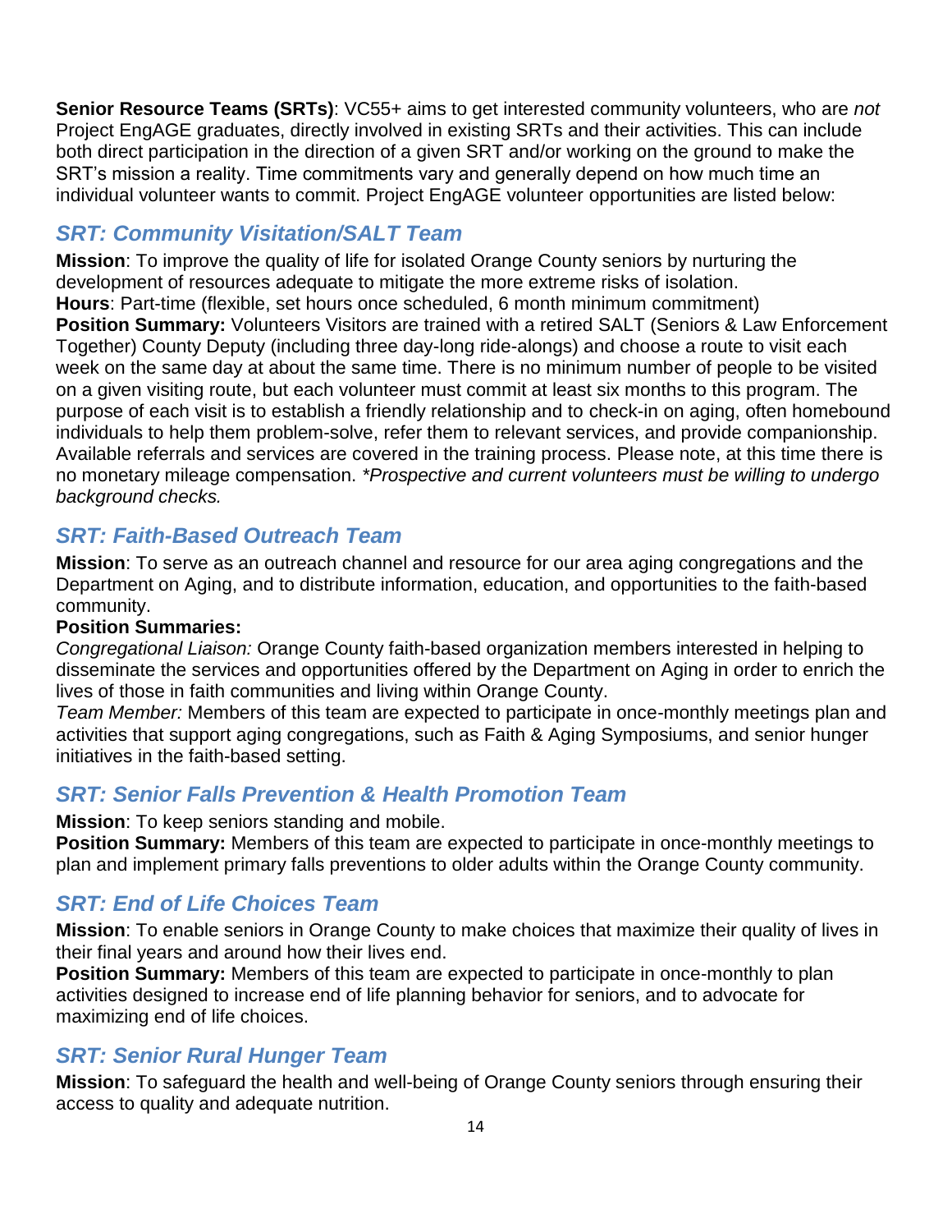**Senior Resource Teams (SRTs)**: VC55+ aims to get interested community volunteers, who are *not* Project EngAGE graduates, directly involved in existing SRTs and their activities. This can include both direct participation in the direction of a given SRT and/or working on the ground to make the SRT's mission a reality. Time commitments vary and generally depend on how much time an individual volunteer wants to commit. Project EngAGE volunteer opportunities are listed below:

## *SRT: Community Visitation/SALT Team*

**Mission**: To improve the quality of life for isolated Orange County seniors by nurturing the development of resources adequate to mitigate the more extreme risks of isolation.
**Hours**: Part-time (flexible, set hours once scheduled, 6 month minimum commitment)
**Position Summary:** Volunteers Visitors are trained with a retired SALT (Seniors & Law Enforcement Together) County Deputy (including three day-long ride-alongs) and choose a route to visit each week on the same day at about the same time. There is no minimum number of people to be visited on a given visiting route, but each volunteer must commit at least six months to this program. The purpose of each visit is to establish a friendly relationship and to check-in on aging, often homebound individuals to help them problem-solve, refer them to relevant services, and provide companionship. Available referrals and services are covered in the training process. Please note, at this time there is no monetary mileage compensation. *\*Prospective and current volunteers must be willing to undergo background checks.*

## *SRT: Faith-Based Outreach Team*

**Mission**: To serve as an outreach channel and resource for our area aging congregations and the Department on Aging, and to distribute information, education, and opportunities to the faith-based community.
**Position Summaries:**
*Congregational Liaison:* Orange County faith-based organization members interested in helping to disseminate the services and opportunities offered by the Department on Aging in order to enrich the lives of those in faith communities and living within Orange County.
*Team Member:* Members of this team are expected to participate in once-monthly meetings plan and activities that support aging congregations, such as Faith & Aging Symposiums, and senior hunger initiatives in the faith-based setting.

## *SRT: Senior Falls Prevention & Health Promotion Team*

**Mission**: To keep seniors standing and mobile.
**Position Summary:** Members of this team are expected to participate in once-monthly meetings to plan and implement primary falls preventions to older adults within the Orange County community.

## *SRT: End of Life Choices Team*

**Mission**: To enable seniors in Orange County to make choices that maximize their quality of lives in their final years and around how their lives end.
**Position Summary:** Members of this team are expected to participate in once-monthly to plan activities designed to increase end of life planning behavior for seniors, and to advocate for maximizing end of life choices.

## *SRT: Senior Rural Hunger Team*

**Mission**: To safeguard the health and well-being of Orange County seniors through ensuring their access to quality and adequate nutrition.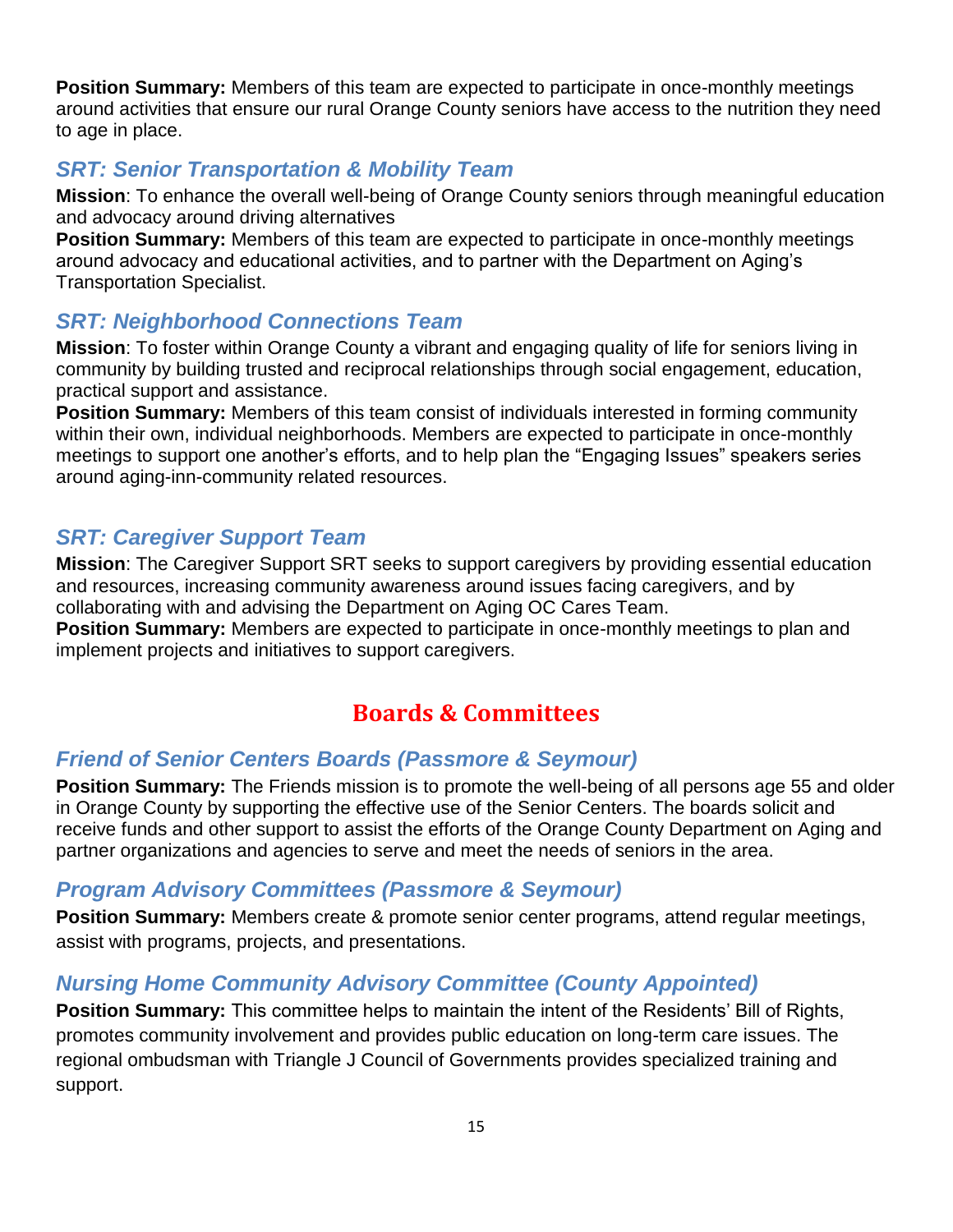**Position Summary:** Members of this team are expected to participate in once-monthly meetings around activities that ensure our rural Orange County seniors have access to the nutrition they need to age in place.

### *SRT: Senior Transportation & Mobility Team*

**Mission**: To enhance the overall well-being of Orange County seniors through meaningful education and advocacy around driving alternatives

**Position Summary:** Members of this team are expected to participate in once-monthly meetings around advocacy and educational activities, and to partner with the Department on Aging's Transportation Specialist.

### *SRT: Neighborhood Connections Team*

**Mission**: To foster within Orange County a vibrant and engaging quality of life for seniors living in community by building trusted and reciprocal relationships through social engagement, education, practical support and assistance.

**Position Summary:** Members of this team consist of individuals interested in forming community within their own, individual neighborhoods. Members are expected to participate in once-monthly meetings to support one another's efforts, and to help plan the "Engaging Issues" speakers series around aging-inn-community related resources.

### *SRT: Caregiver Support Team*

**Mission**: The Caregiver Support SRT seeks to support caregivers by providing essential education and resources, increasing community awareness around issues facing caregivers, and by collaborating with and advising the Department on Aging OC Cares Team.

**Position Summary:** Members are expected to participate in once-monthly meetings to plan and implement projects and initiatives to support caregivers.

## Boards & Committees

### *Friend of Senior Centers Boards (Passmore & Seymour)*

**Position Summary:** The Friends mission is to promote the well-being of all persons age 55 and older in Orange County by supporting the effective use of the Senior Centers. The boards solicit and receive funds and other support to assist the efforts of the Orange County Department on Aging and partner organizations and agencies to serve and meet the needs of seniors in the area.

### *Program Advisory Committees (Passmore & Seymour)*

**Position Summary:** Members create & promote senior center programs, attend regular meetings, assist with programs, projects, and presentations.

### *Nursing Home Community Advisory Committee (County Appointed)*

**Position Summary:** This committee helps to maintain the intent of the Residents' Bill of Rights, promotes community involvement and provides public education on long-term care issues. The regional ombudsman with Triangle J Council of Governments provides specialized training and support.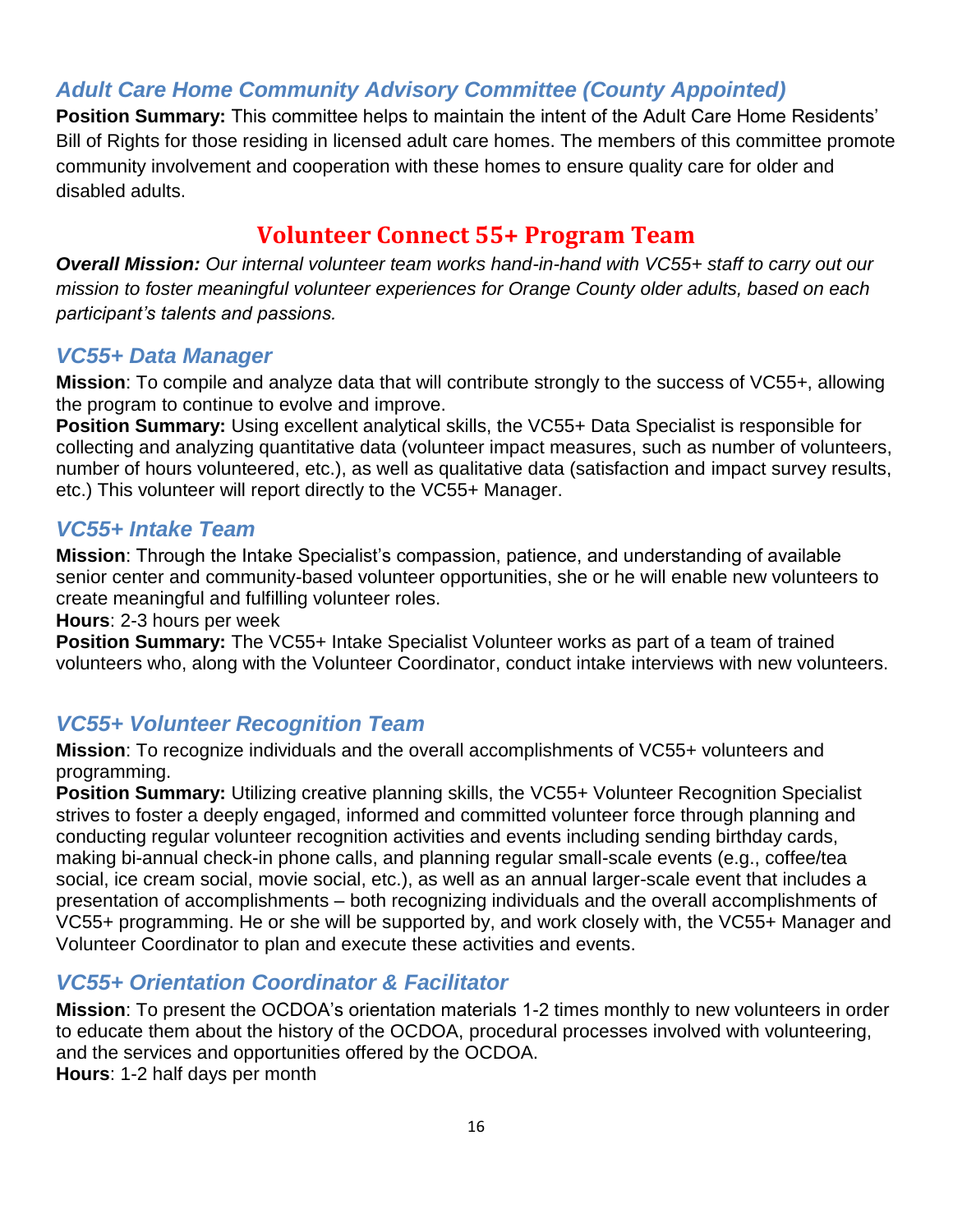### *Adult Care Home Community Advisory Committee (County Appointed)*

**Position Summary:** This committee helps to maintain the intent of the Adult Care Home Residents' Bill of Rights for those residing in licensed adult care homes. The members of this committee promote community involvement and cooperation with these homes to ensure quality care for older and disabled adults.

## Volunteer Connect 55+ Program Team

***Overall Mission:*** *Our internal volunteer team works hand-in-hand with VC55+ staff to carry out our mission to foster meaningful volunteer experiences for Orange County older adults, based on each participant's talents and passions.*

### *VC55+ Data Manager*

**Mission**: To compile and analyze data that will contribute strongly to the success of VC55+, allowing the program to continue to evolve and improve.
**Position Summary:** Using excellent analytical skills, the VC55+ Data Specialist is responsible for collecting and analyzing quantitative data (volunteer impact measures, such as number of volunteers, number of hours volunteered, etc.), as well as qualitative data (satisfaction and impact survey results, etc.) This volunteer will report directly to the VC55+ Manager.

### *VC55+ Intake Team*

**Mission**: Through the Intake Specialist's compassion, patience, and understanding of available senior center and community-based volunteer opportunities, she or he will enable new volunteers to create meaningful and fulfilling volunteer roles.
**Hours**: 2-3 hours per week
**Position Summary:** The VC55+ Intake Specialist Volunteer works as part of a team of trained volunteers who, along with the Volunteer Coordinator, conduct intake interviews with new volunteers.

### *VC55+ Volunteer Recognition Team*

**Mission**: To recognize individuals and the overall accomplishments of VC55+ volunteers and programming.
**Position Summary:** Utilizing creative planning skills, the VC55+ Volunteer Recognition Specialist strives to foster a deeply engaged, informed and committed volunteer force through planning and conducting regular volunteer recognition activities and events including sending birthday cards, making bi-annual check-in phone calls, and planning regular small-scale events (e.g., coffee/tea social, ice cream social, movie social, etc.), as well as an annual larger-scale event that includes a presentation of accomplishments – both recognizing individuals and the overall accomplishments of VC55+ programming. He or she will be supported by, and work closely with, the VC55+ Manager and Volunteer Coordinator to plan and execute these activities and events.

### *VC55+ Orientation Coordinator & Facilitator*

**Mission**: To present the OCDOA's orientation materials 1-2 times monthly to new volunteers in order to educate them about the history of the OCDOA, procedural processes involved with volunteering, and the services and opportunities offered by the OCDOA.
**Hours**: 1-2 half days per month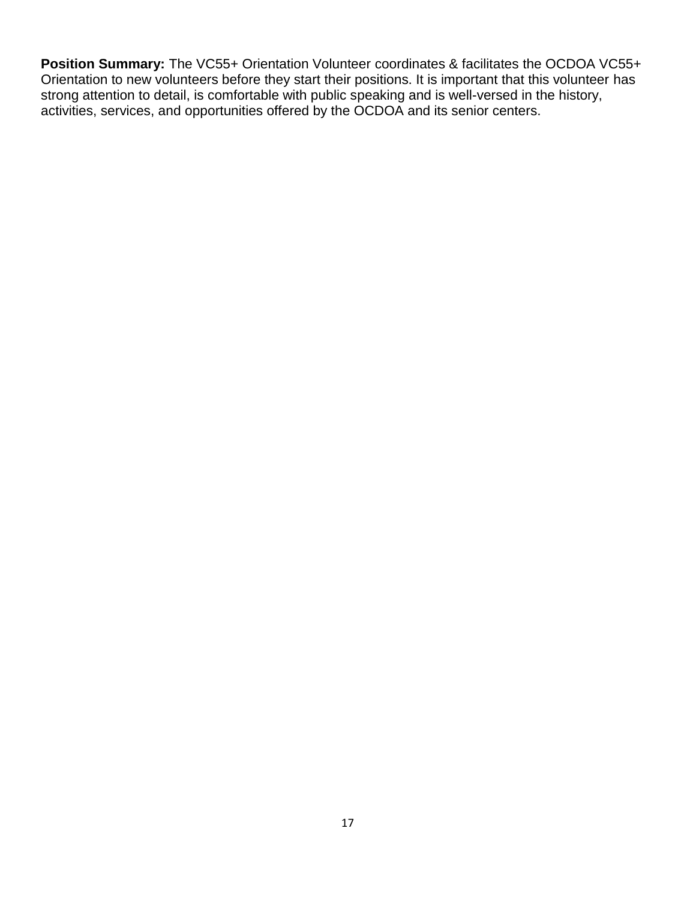**Position Summary:** The VC55+ Orientation Volunteer coordinates & facilitates the OCDOA VC55+ Orientation to new volunteers before they start their positions. It is important that this volunteer has strong attention to detail, is comfortable with public speaking and is well-versed in the history, activities, services, and opportunities offered by the OCDOA and its senior centers.